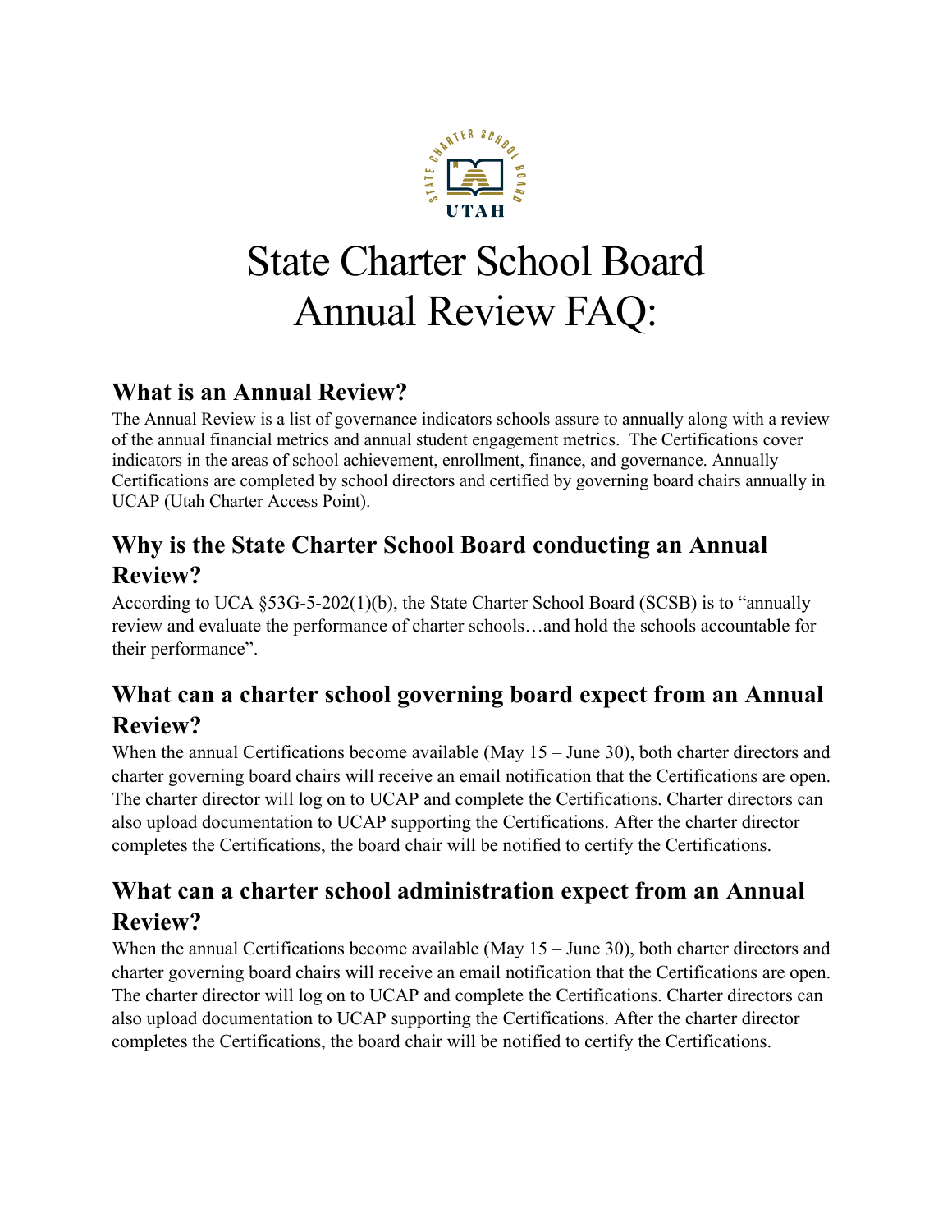# State Charter School Board Annual Review FAQ:

## What is an Annual Review?

The Annual Review is a list of governance indicators schools assure to annually along with a review of the annual financial metrics and annual student engagement metrics. The Certifications cover indicators in the areas of school achievement, enrollment, finance, and governance. Annually Certifications are completed by school directors and certified by governing board chairs annually in UCAP (Utah Charter Access Point).

## Why is the State Charter School Board conducting an Annual Review?

According to UCA §53G-5-202(1)(b), the State Charter School Board (SCSB) is to "annually review and evaluate the performance of charter schools…and hold the schools accountable for their performance".

## What can a charter school governing board expect from an Annual Review?

When the annual Certifications become available (May 15 – June 30), both charter directors and charter governing board chairs will receive an email notification that the Certifications are open. The charter director will log on to UCAP and complete the Certifications. Charter directors can also upload documentation to UCAP supporting the Certifications. After the charter director completes the Certifications, the board chair will be notified to certify the Certifications.

## What can a charter school administration expect from an Annual Review?

When the annual Certifications become available (May 15 – June 30), both charter directors and charter governing board chairs will receive an email notification that the Certifications are open. The charter director will log on to UCAP and complete the Certifications. Charter directors can also upload documentation to UCAP supporting the Certifications. After the charter director completes the Certifications, the board chair will be notified to certify the Certifications.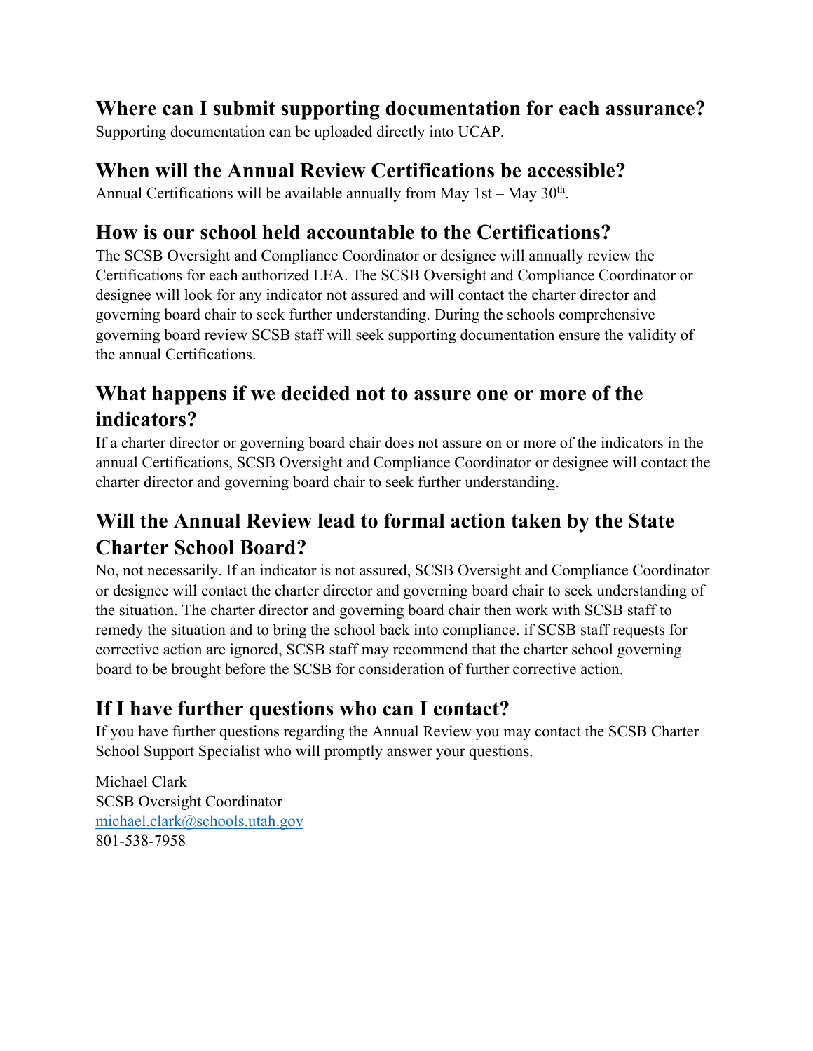## Where can I submit supporting documentation for each assurance?

Supporting documentation can be uploaded directly into UCAP.

## When will the Annual Review Certifications be accessible?

Annual Certifications will be available annually from May 1st – May 30th.

## How is our school held accountable to the Certifications?

The SCSB Oversight and Compliance Coordinator or designee will annually review the Certifications for each authorized LEA. The SCSB Oversight and Compliance Coordinator or designee will look for any indicator not assured and will contact the charter director and governing board chair to seek further understanding. During the schools comprehensive governing board review SCSB staff will seek supporting documentation ensure the validity of the annual Certifications.

## What happens if we decided not to assure one or more of the indicators?

If a charter director or governing board chair does not assure on or more of the indicators in the annual Certifications, SCSB Oversight and Compliance Coordinator or designee will contact the charter director and governing board chair to seek further understanding.

## Will the Annual Review lead to formal action taken by the State Charter School Board?

No, not necessarily. If an indicator is not assured, SCSB Oversight and Compliance Coordinator or designee will contact the charter director and governing board chair to seek understanding of the situation. The charter director and governing board chair then work with SCSB staff to remedy the situation and to bring the school back into compliance. if SCSB staff requests for corrective action are ignored, SCSB staff may recommend that the charter school governing board to be brought before the SCSB for consideration of further corrective action.

## If I have further questions who can I contact?

If you have further questions regarding the Annual Review you may contact the SCSB Charter School Support Specialist who will promptly answer your questions.

Michael Clark  
SCSB Oversight Coordinator  
michael.clark@schools.utah.gov  
801-538-7958